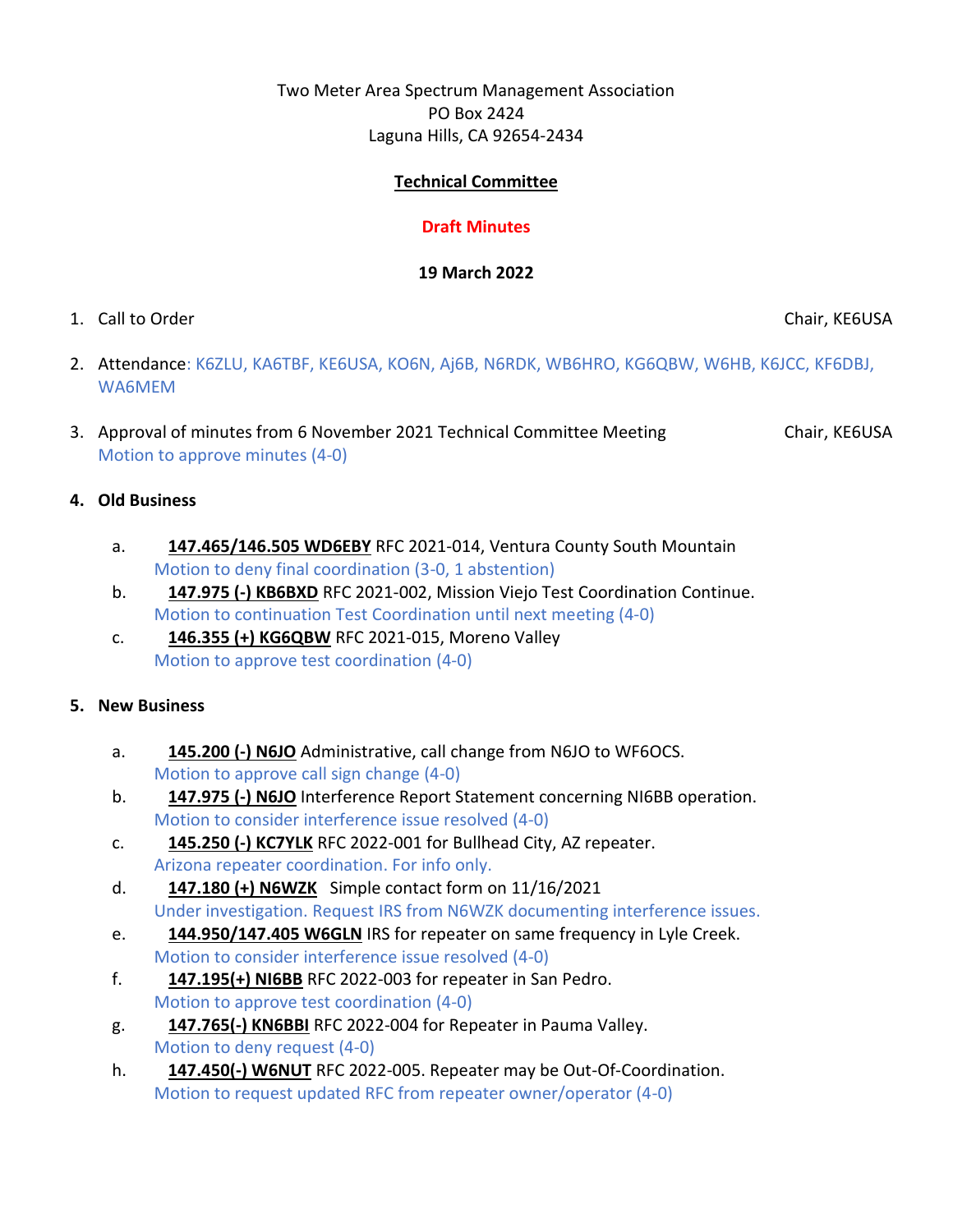Two Meter Area Spectrum Management Association
PO Box 2424
Laguna Hills, CA 92654-2434

**Technical Committee**

**Draft Minutes**

**19 March 2022**

1. Call to Order — Chair, KE6USA
2. Attendance: K6ZLU, KA6TBF, KE6USA, KO6N, Aj6B, N6RDK, WB6HRO, KG6QBW, W6HB, K6JCC, KF6DBJ, WA6MEM
3. Approval of minutes from 6 November 2021 Technical Committee Meeting — Chair, KE6USA
   Motion to approve minutes (4-0)

**4. Old Business**

   a. **147.465/146.505 WD6EBY** RFC 2021-014, Ventura County South Mountain
      Motion to deny final coordination (3-0, 1 abstention)
   b. **147.975 (-) KB6BXD** RFC 2021-002, Mission Viejo Test Coordination Continue.
      Motion to continuation Test Coordination until next meeting (4-0)
   c. **146.355 (+) KG6QBW** RFC 2021-015, Moreno Valley
      Motion to approve test coordination (4-0)

**5. New Business**

   a. **145.200 (-) N6JO** Administrative, call change from N6JO to WF6OCS.
      Motion to approve call sign change (4-0)
   b. **147.975 (-) N6JO** Interference Report Statement concerning NI6BB operation.
      Motion to consider interference issue resolved (4-0)
   c. **145.250 (-) KC7YLK** RFC 2022-001 for Bullhead City, AZ repeater.
      Arizona repeater coordination. For info only.
   d. **147.180 (+) N6WZK** Simple contact form on 11/16/2021
      Under investigation. Request IRS from N6WZK documenting interference issues.
   e. **144.950/147.405 W6GLN** IRS for repeater on same frequency in Lyle Creek.
      Motion to consider interference issue resolved (4-0)
   f. **147.195(+) NI6BB** RFC 2022-003 for repeater in San Pedro.
      Motion to approve test coordination (4-0)
   g. **147.765(-) KN6BBI** RFC 2022-004 for Repeater in Pauma Valley.
      Motion to deny request (4-0)
   h. **147.450(-) W6NUT** RFC 2022-005. Repeater may be Out-Of-Coordination.
      Motion to request updated RFC from repeater owner/operator (4-0)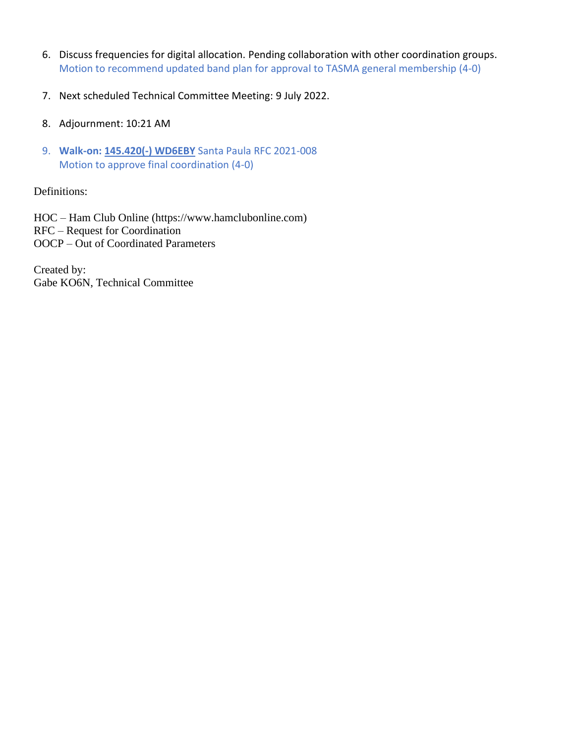6. Discuss frequencies for digital allocation. Pending collaboration with other coordination groups.
   Motion to recommend updated band plan for approval to TASMA general membership (4-0)

7. Next scheduled Technical Committee Meeting: 9 July 2022.

8. Adjournment: 10:21 AM

9. **Walk-on: 145.420(-) WD6EBY** Santa Paula RFC 2021-008
   Motion to approve final coordination (4-0)

Definitions:

HOC – Ham Club Online (https://www.hamclubonline.com)
RFC – Request for Coordination
OOCP – Out of Coordinated Parameters

Created by:
Gabe KO6N, Technical Committee